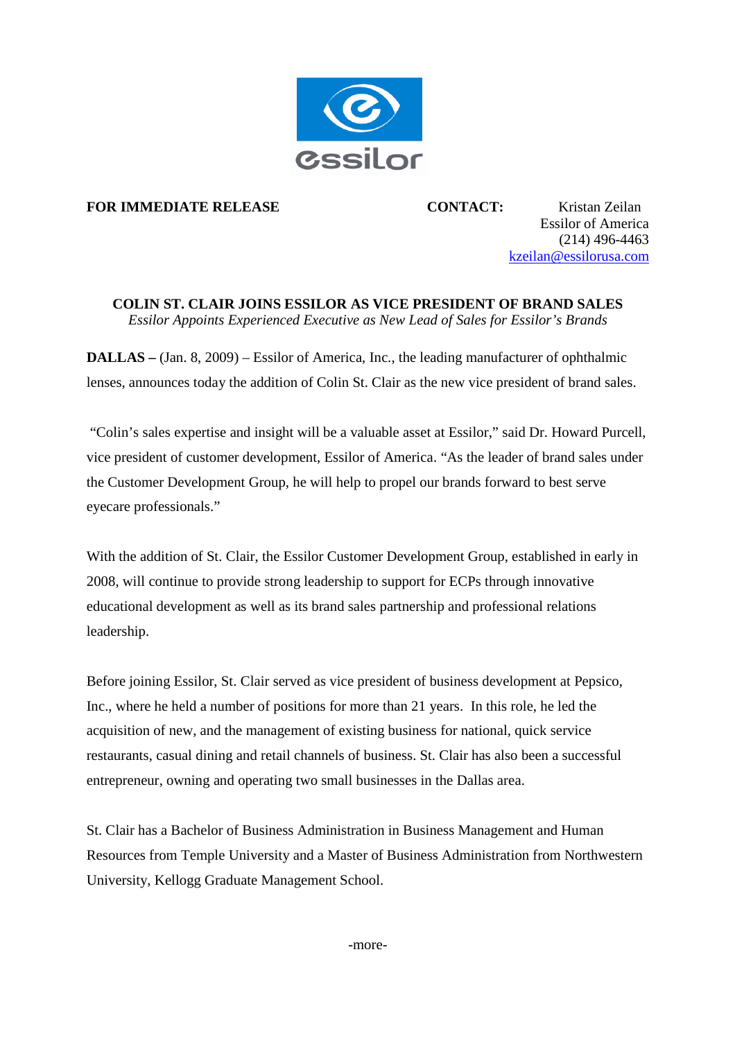**FOR IMMEDIATE RELEASE**

**CONTACT:** Kristan Zeilan
Essilor of America
(214) 496-4463
kzeilan@essilorusa.com

**COLIN ST. CLAIR JOINS ESSILOR AS VICE PRESIDENT OF BRAND SALES**

*Essilor Appoints Experienced Executive as New Lead of Sales for Essilor's Brands*

**DALLAS –** (Jan. 8, 2009) – Essilor of America, Inc., the leading manufacturer of ophthalmic lenses, announces today the addition of Colin St. Clair as the new vice president of brand sales.

"Colin's sales expertise and insight will be a valuable asset at Essilor," said Dr. Howard Purcell, vice president of customer development, Essilor of America. "As the leader of brand sales under the Customer Development Group, he will help to propel our brands forward to best serve eyecare professionals."

With the addition of St. Clair, the Essilor Customer Development Group, established in early in 2008, will continue to provide strong leadership to support for ECPs through innovative educational development as well as its brand sales partnership and professional relations leadership.

Before joining Essilor, St. Clair served as vice president of business development at Pepsico, Inc., where he held a number of positions for more than 21 years. In this role, he led the acquisition of new, and the management of existing business for national, quick service restaurants, casual dining and retail channels of business. St. Clair has also been a successful entrepreneur, owning and operating two small businesses in the Dallas area.

St. Clair has a Bachelor of Business Administration in Business Management and Human Resources from Temple University and a Master of Business Administration from Northwestern University, Kellogg Graduate Management School.

-more-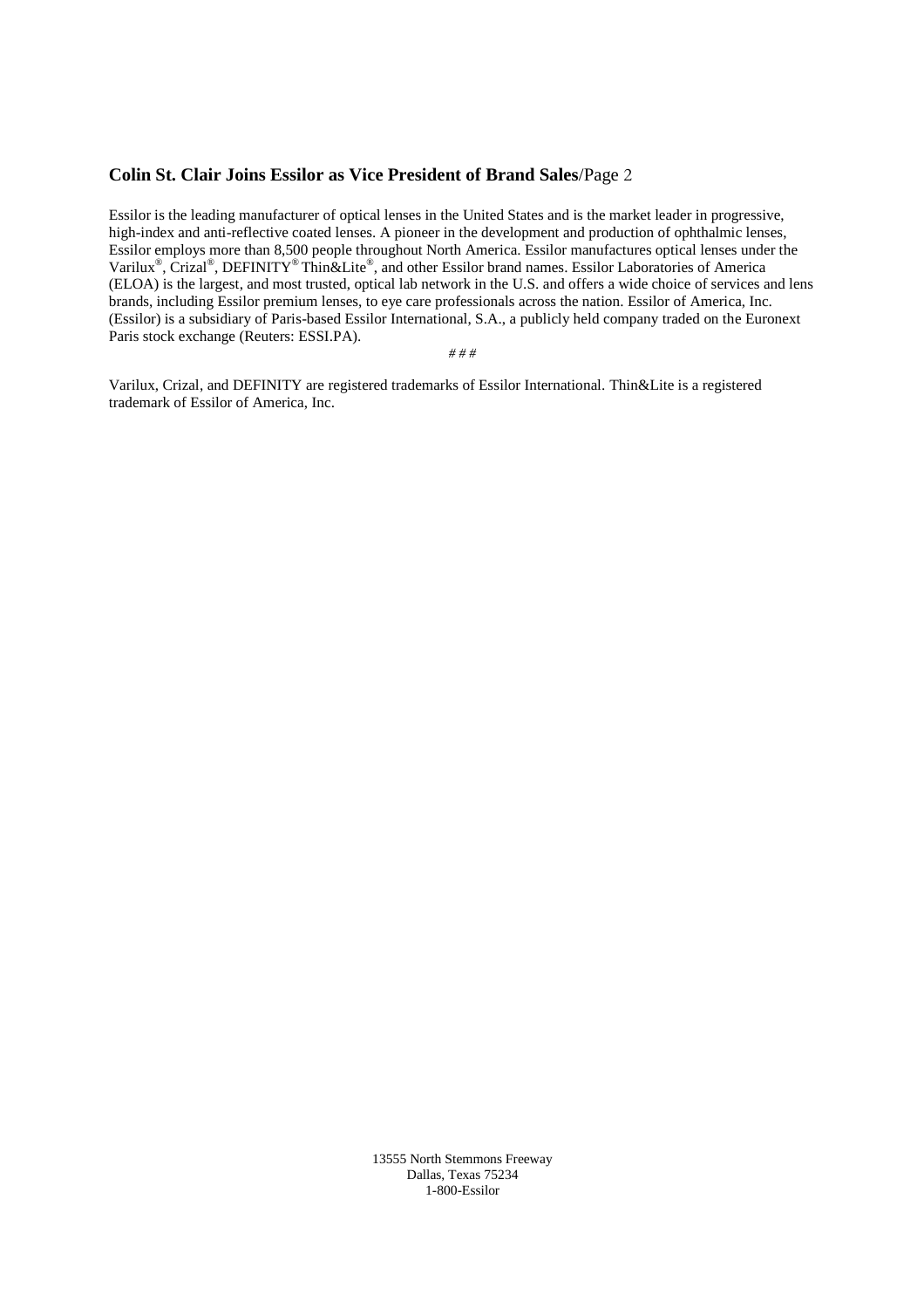Essilor is the leading manufacturer of optical lenses in the United States and is the market leader in progressive, high-index and anti-reflective coated lenses. A pioneer in the development and production of ophthalmic lenses, Essilor employs more than 8,500 people throughout North America. Essilor manufactures optical lenses under the Varilux®, Crizal®, DEFINITY® Thin&Lite®, and other Essilor brand names. Essilor Laboratories of America (ELOA) is the largest, and most trusted, optical lab network in the U.S. and offers a wide choice of services and lens brands, including Essilor premium lenses, to eye care professionals across the nation. Essilor of America, Inc. (Essilor) is a subsidiary of Paris-based Essilor International, S.A., a publicly held company traded on the Euronext Paris stock exchange (Reuters: ESSI.PA).

# # #

Varilux, Crizal, and DEFINITY are registered trademarks of Essilor International. Thin&Lite is a registered trademark of Essilor of America, Inc.

13555 North Stemmons Freeway
Dallas, Texas 75234
1-800-Essilor